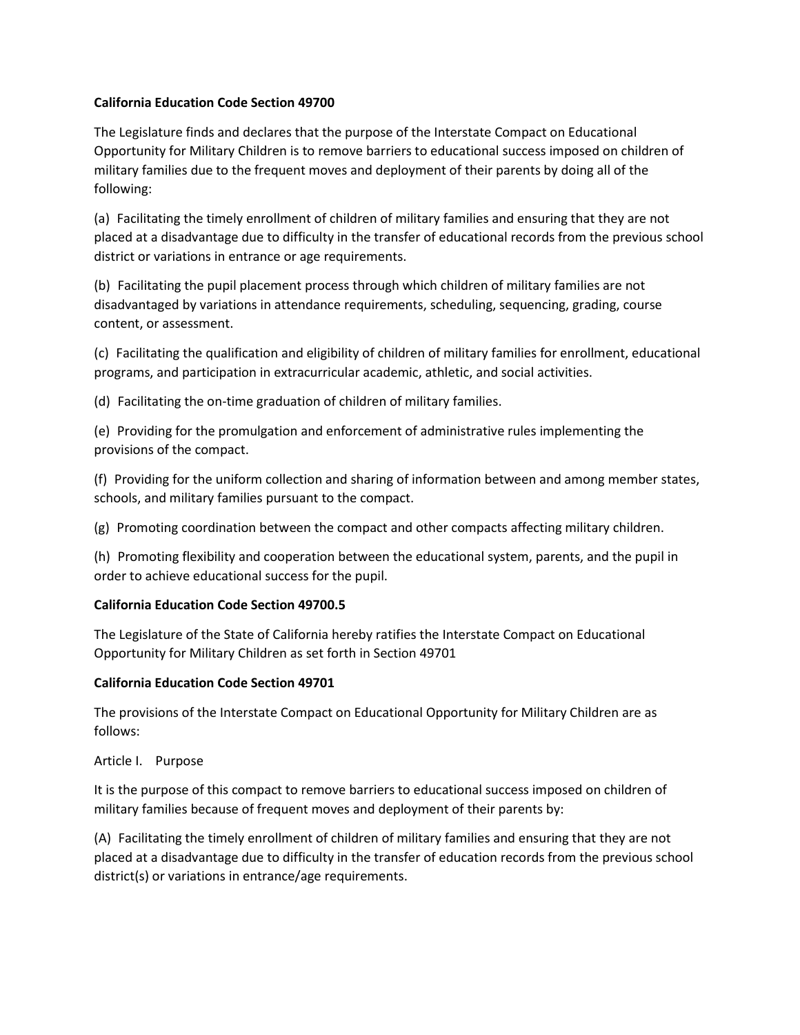**California Education Code Section 49700**

The Legislature finds and declares that the purpose of the Interstate Compact on Educational Opportunity for Military Children is to remove barriers to educational success imposed on children of military families due to the frequent moves and deployment of their parents by doing all of the following:

(a) Facilitating the timely enrollment of children of military families and ensuring that they are not placed at a disadvantage due to difficulty in the transfer of educational records from the previous school district or variations in entrance or age requirements.

(b) Facilitating the pupil placement process through which children of military families are not disadvantaged by variations in attendance requirements, scheduling, sequencing, grading, course content, or assessment.

(c) Facilitating the qualification and eligibility of children of military families for enrollment, educational programs, and participation in extracurricular academic, athletic, and social activities.

(d) Facilitating the on-time graduation of children of military families.

(e) Providing for the promulgation and enforcement of administrative rules implementing the provisions of the compact.

(f) Providing for the uniform collection and sharing of information between and among member states, schools, and military families pursuant to the compact.

(g) Promoting coordination between the compact and other compacts affecting military children.

(h) Promoting flexibility and cooperation between the educational system, parents, and the pupil in order to achieve educational success for the pupil.

**California Education Code Section 49700.5**

The Legislature of the State of California hereby ratifies the Interstate Compact on Educational Opportunity for Military Children as set forth in Section 49701

**California Education Code Section 49701**

The provisions of the Interstate Compact on Educational Opportunity for Military Children are as follows:

Article I. Purpose

It is the purpose of this compact to remove barriers to educational success imposed on children of military families because of frequent moves and deployment of their parents by:

(A) Facilitating the timely enrollment of children of military families and ensuring that they are not placed at a disadvantage due to difficulty in the transfer of education records from the previous school district(s) or variations in entrance/age requirements.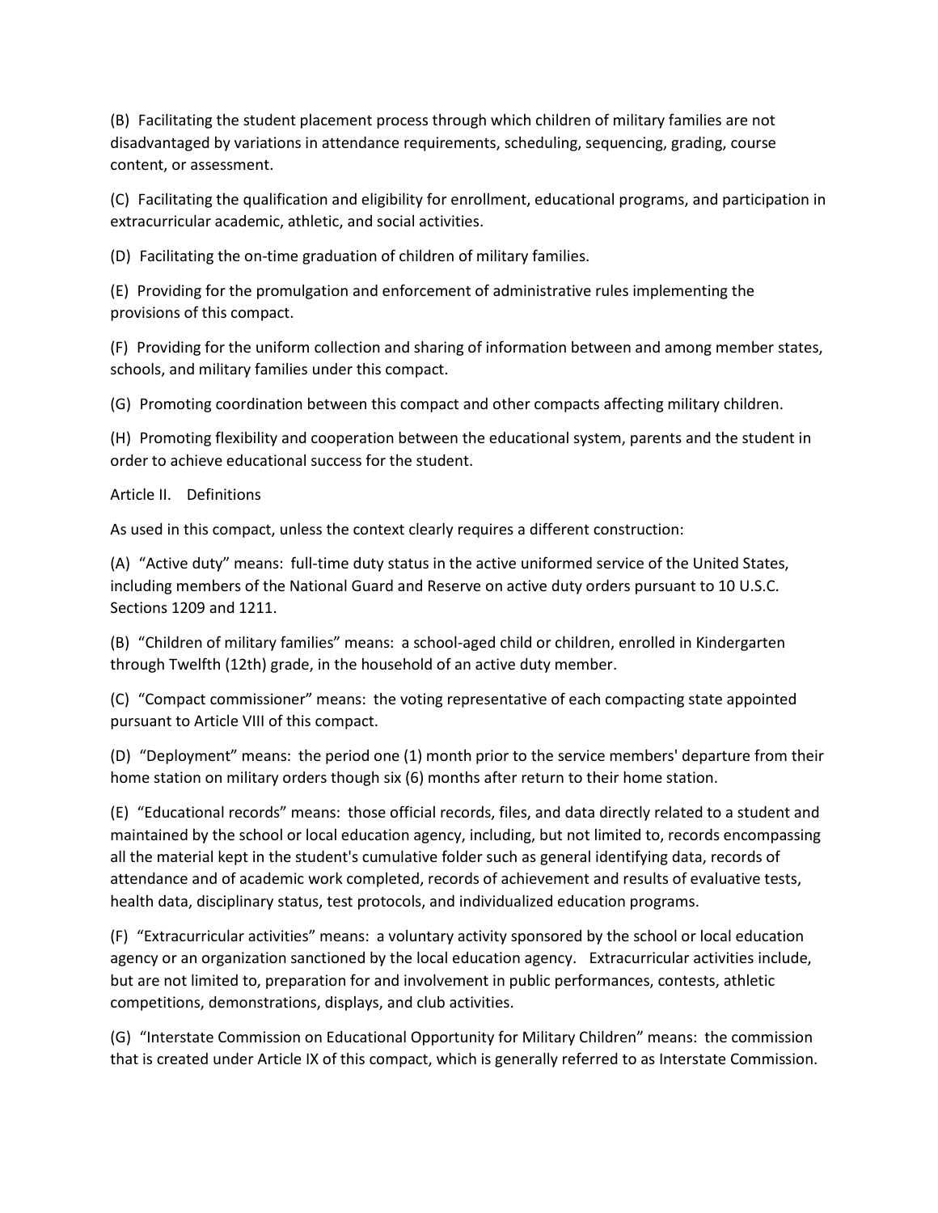(B) Facilitating the student placement process through which children of military families are not disadvantaged by variations in attendance requirements, scheduling, sequencing, grading, course content, or assessment.

(C) Facilitating the qualification and eligibility for enrollment, educational programs, and participation in extracurricular academic, athletic, and social activities.

(D) Facilitating the on-time graduation of children of military families.

(E) Providing for the promulgation and enforcement of administrative rules implementing the provisions of this compact.

(F) Providing for the uniform collection and sharing of information between and among member states, schools, and military families under this compact.

(G) Promoting coordination between this compact and other compacts affecting military children.

(H) Promoting flexibility and cooperation between the educational system, parents and the student in order to achieve educational success for the student.

Article II. Definitions

As used in this compact, unless the context clearly requires a different construction:

(A) "Active duty" means: full-time duty status in the active uniformed service of the United States, including members of the National Guard and Reserve on active duty orders pursuant to 10 U.S.C. Sections 1209 and 1211.

(B) "Children of military families" means: a school-aged child or children, enrolled in Kindergarten through Twelfth (12th) grade, in the household of an active duty member.

(C) "Compact commissioner" means: the voting representative of each compacting state appointed pursuant to Article VIII of this compact.

(D) "Deployment" means: the period one (1) month prior to the service members' departure from their home station on military orders though six (6) months after return to their home station.

(E) "Educational records" means: those official records, files, and data directly related to a student and maintained by the school or local education agency, including, but not limited to, records encompassing all the material kept in the student's cumulative folder such as general identifying data, records of attendance and of academic work completed, records of achievement and results of evaluative tests, health data, disciplinary status, test protocols, and individualized education programs.

(F) "Extracurricular activities" means: a voluntary activity sponsored by the school or local education agency or an organization sanctioned by the local education agency. Extracurricular activities include, but are not limited to, preparation for and involvement in public performances, contests, athletic competitions, demonstrations, displays, and club activities.

(G) "Interstate Commission on Educational Opportunity for Military Children" means: the commission that is created under Article IX of this compact, which is generally referred to as Interstate Commission.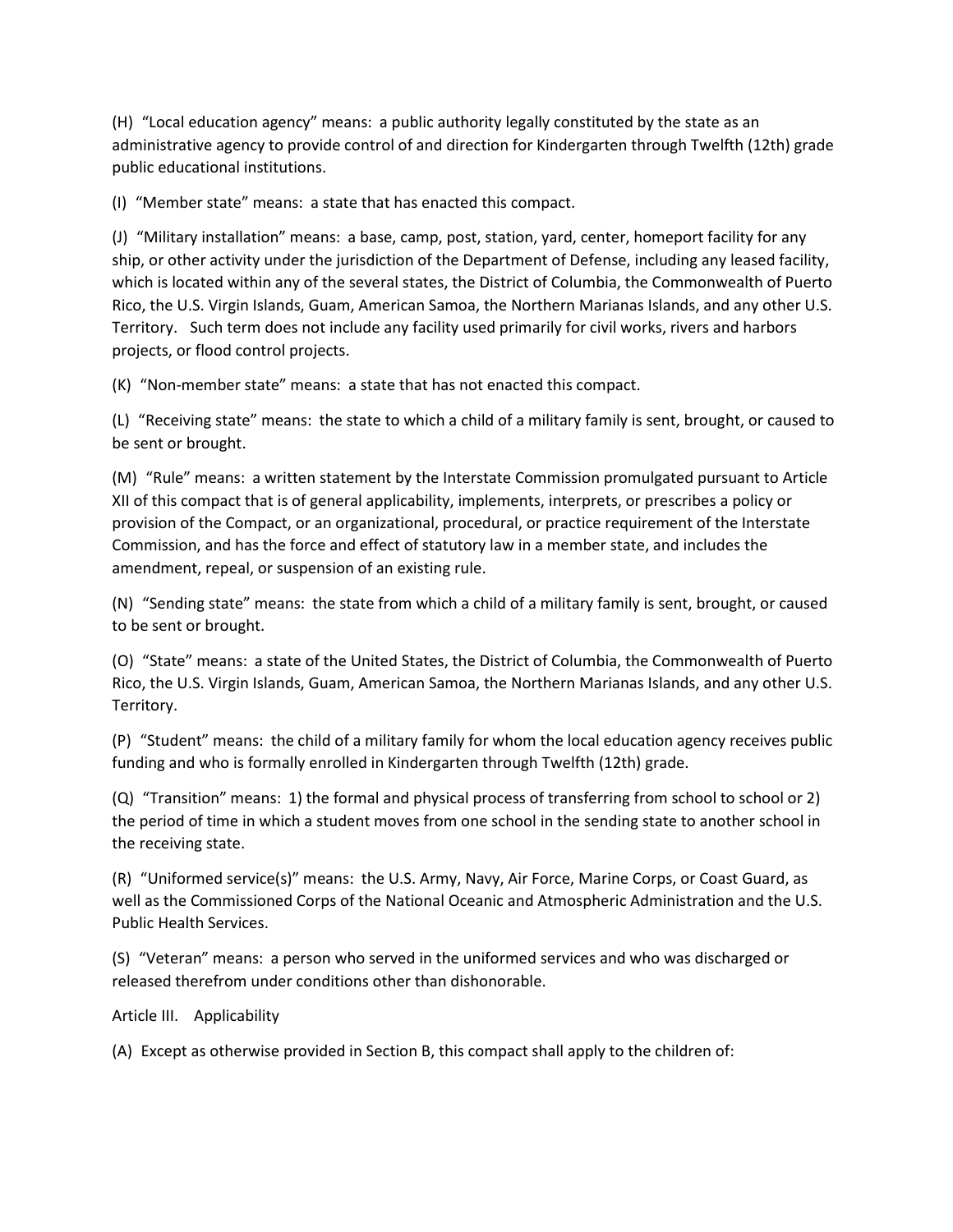(H) "Local education agency" means: a public authority legally constituted by the state as an administrative agency to provide control of and direction for Kindergarten through Twelfth (12th) grade public educational institutions.

(I) "Member state" means: a state that has enacted this compact.

(J) "Military installation" means: a base, camp, post, station, yard, center, homeport facility for any ship, or other activity under the jurisdiction of the Department of Defense, including any leased facility, which is located within any of the several states, the District of Columbia, the Commonwealth of Puerto Rico, the U.S. Virgin Islands, Guam, American Samoa, the Northern Marianas Islands, and any other U.S. Territory. Such term does not include any facility used primarily for civil works, rivers and harbors projects, or flood control projects.

(K) "Non-member state" means: a state that has not enacted this compact.

(L) "Receiving state" means: the state to which a child of a military family is sent, brought, or caused to be sent or brought.

(M) "Rule" means: a written statement by the Interstate Commission promulgated pursuant to Article XII of this compact that is of general applicability, implements, interprets, or prescribes a policy or provision of the Compact, or an organizational, procedural, or practice requirement of the Interstate Commission, and has the force and effect of statutory law in a member state, and includes the amendment, repeal, or suspension of an existing rule.

(N) "Sending state" means: the state from which a child of a military family is sent, brought, or caused to be sent or brought.

(O) "State" means: a state of the United States, the District of Columbia, the Commonwealth of Puerto Rico, the U.S. Virgin Islands, Guam, American Samoa, the Northern Marianas Islands, and any other U.S. Territory.

(P) "Student" means: the child of a military family for whom the local education agency receives public funding and who is formally enrolled in Kindergarten through Twelfth (12th) grade.

(Q) "Transition" means: 1) the formal and physical process of transferring from school to school or 2) the period of time in which a student moves from one school in the sending state to another school in the receiving state.

(R) "Uniformed service(s)" means: the U.S. Army, Navy, Air Force, Marine Corps, or Coast Guard, as well as the Commissioned Corps of the National Oceanic and Atmospheric Administration and the U.S. Public Health Services.

(S) "Veteran" means: a person who served in the uniformed services and who was discharged or released therefrom under conditions other than dishonorable.

Article III. Applicability

(A) Except as otherwise provided in Section B, this compact shall apply to the children of: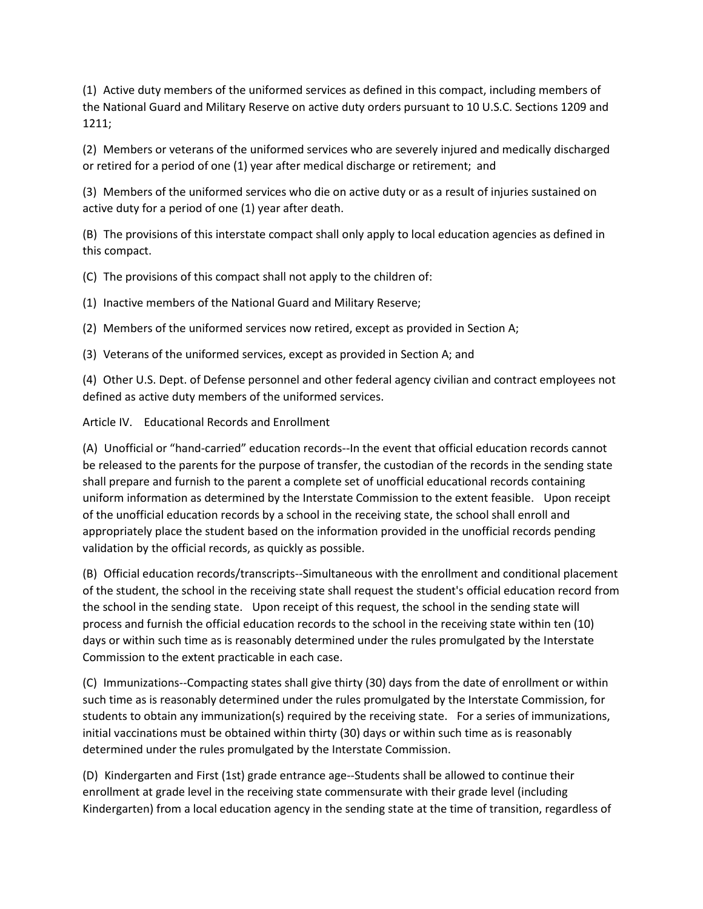(1) Active duty members of the uniformed services as defined in this compact, including members of the National Guard and Military Reserve on active duty orders pursuant to 10 U.S.C. Sections 1209 and 1211;

(2) Members or veterans of the uniformed services who are severely injured and medically discharged or retired for a period of one (1) year after medical discharge or retirement; and

(3) Members of the uniformed services who die on active duty or as a result of injuries sustained on active duty for a period of one (1) year after death.

(B) The provisions of this interstate compact shall only apply to local education agencies as defined in this compact.

(C) The provisions of this compact shall not apply to the children of:

(1) Inactive members of the National Guard and Military Reserve;

(2) Members of the uniformed services now retired, except as provided in Section A;

(3) Veterans of the uniformed services, except as provided in Section A; and

(4) Other U.S. Dept. of Defense personnel and other federal agency civilian and contract employees not defined as active duty members of the uniformed services.

Article IV. Educational Records and Enrollment

(A) Unofficial or "hand-carried" education records--In the event that official education records cannot be released to the parents for the purpose of transfer, the custodian of the records in the sending state shall prepare and furnish to the parent a complete set of unofficial educational records containing uniform information as determined by the Interstate Commission to the extent feasible. Upon receipt of the unofficial education records by a school in the receiving state, the school shall enroll and appropriately place the student based on the information provided in the unofficial records pending validation by the official records, as quickly as possible.

(B) Official education records/transcripts--Simultaneous with the enrollment and conditional placement of the student, the school in the receiving state shall request the student's official education record from the school in the sending state. Upon receipt of this request, the school in the sending state will process and furnish the official education records to the school in the receiving state within ten (10) days or within such time as is reasonably determined under the rules promulgated by the Interstate Commission to the extent practicable in each case.

(C) Immunizations--Compacting states shall give thirty (30) days from the date of enrollment or within such time as is reasonably determined under the rules promulgated by the Interstate Commission, for students to obtain any immunization(s) required by the receiving state. For a series of immunizations, initial vaccinations must be obtained within thirty (30) days or within such time as is reasonably determined under the rules promulgated by the Interstate Commission.

(D) Kindergarten and First (1st) grade entrance age--Students shall be allowed to continue their enrollment at grade level in the receiving state commensurate with their grade level (including Kindergarten) from a local education agency in the sending state at the time of transition, regardless of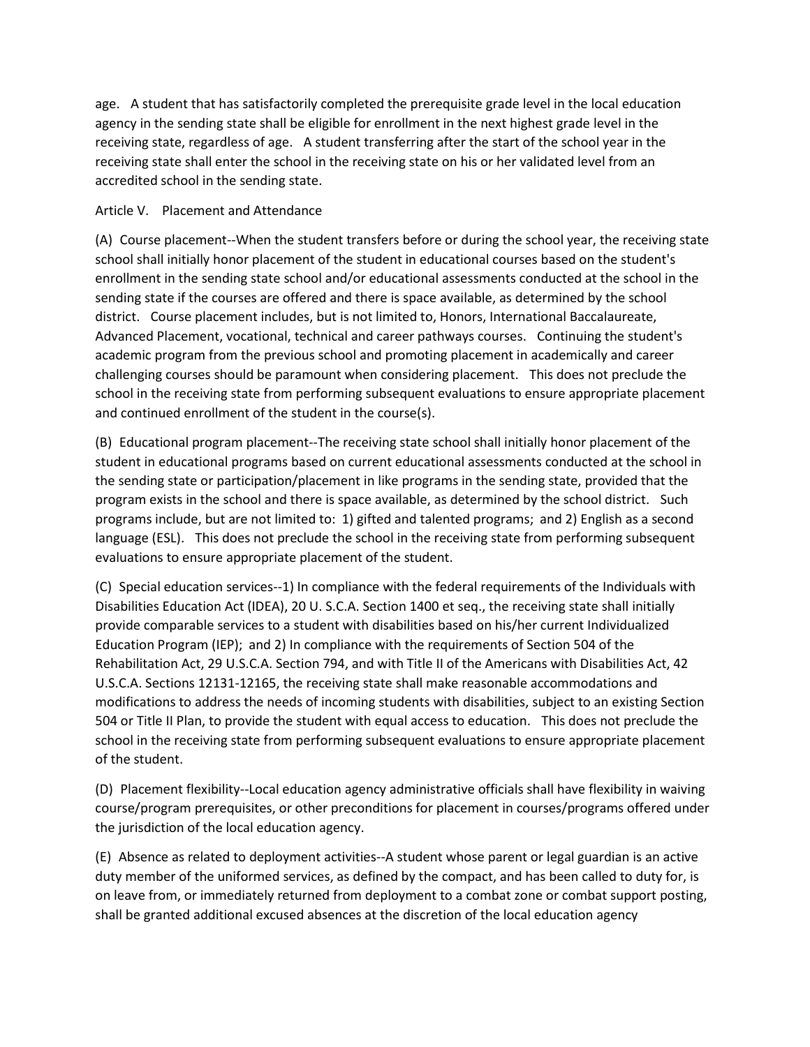age. A student that has satisfactorily completed the prerequisite grade level in the local education agency in the sending state shall be eligible for enrollment in the next highest grade level in the receiving state, regardless of age. A student transferring after the start of the school year in the receiving state shall enter the school in the receiving state on his or her validated level from an accredited school in the sending state.

Article V. Placement and Attendance

(A) Course placement--When the student transfers before or during the school year, the receiving state school shall initially honor placement of the student in educational courses based on the student's enrollment in the sending state school and/or educational assessments conducted at the school in the sending state if the courses are offered and there is space available, as determined by the school district. Course placement includes, but is not limited to, Honors, International Baccalaureate, Advanced Placement, vocational, technical and career pathways courses. Continuing the student's academic program from the previous school and promoting placement in academically and career challenging courses should be paramount when considering placement. This does not preclude the school in the receiving state from performing subsequent evaluations to ensure appropriate placement and continued enrollment of the student in the course(s).

(B) Educational program placement--The receiving state school shall initially honor placement of the student in educational programs based on current educational assessments conducted at the school in the sending state or participation/placement in like programs in the sending state, provided that the program exists in the school and there is space available, as determined by the school district. Such programs include, but are not limited to: 1) gifted and talented programs; and 2) English as a second language (ESL). This does not preclude the school in the receiving state from performing subsequent evaluations to ensure appropriate placement of the student.

(C) Special education services--1) In compliance with the federal requirements of the Individuals with Disabilities Education Act (IDEA), 20 U. S.C.A. Section 1400 et seq., the receiving state shall initially provide comparable services to a student with disabilities based on his/her current Individualized Education Program (IEP); and 2) In compliance with the requirements of Section 504 of the Rehabilitation Act, 29 U.S.C.A. Section 794, and with Title II of the Americans with Disabilities Act, 42 U.S.C.A. Sections 12131-12165, the receiving state shall make reasonable accommodations and modifications to address the needs of incoming students with disabilities, subject to an existing Section 504 or Title II Plan, to provide the student with equal access to education. This does not preclude the school in the receiving state from performing subsequent evaluations to ensure appropriate placement of the student.

(D) Placement flexibility--Local education agency administrative officials shall have flexibility in waiving course/program prerequisites, or other preconditions for placement in courses/programs offered under the jurisdiction of the local education agency.

(E) Absence as related to deployment activities--A student whose parent or legal guardian is an active duty member of the uniformed services, as defined by the compact, and has been called to duty for, is on leave from, or immediately returned from deployment to a combat zone or combat support posting, shall be granted additional excused absences at the discretion of the local education agency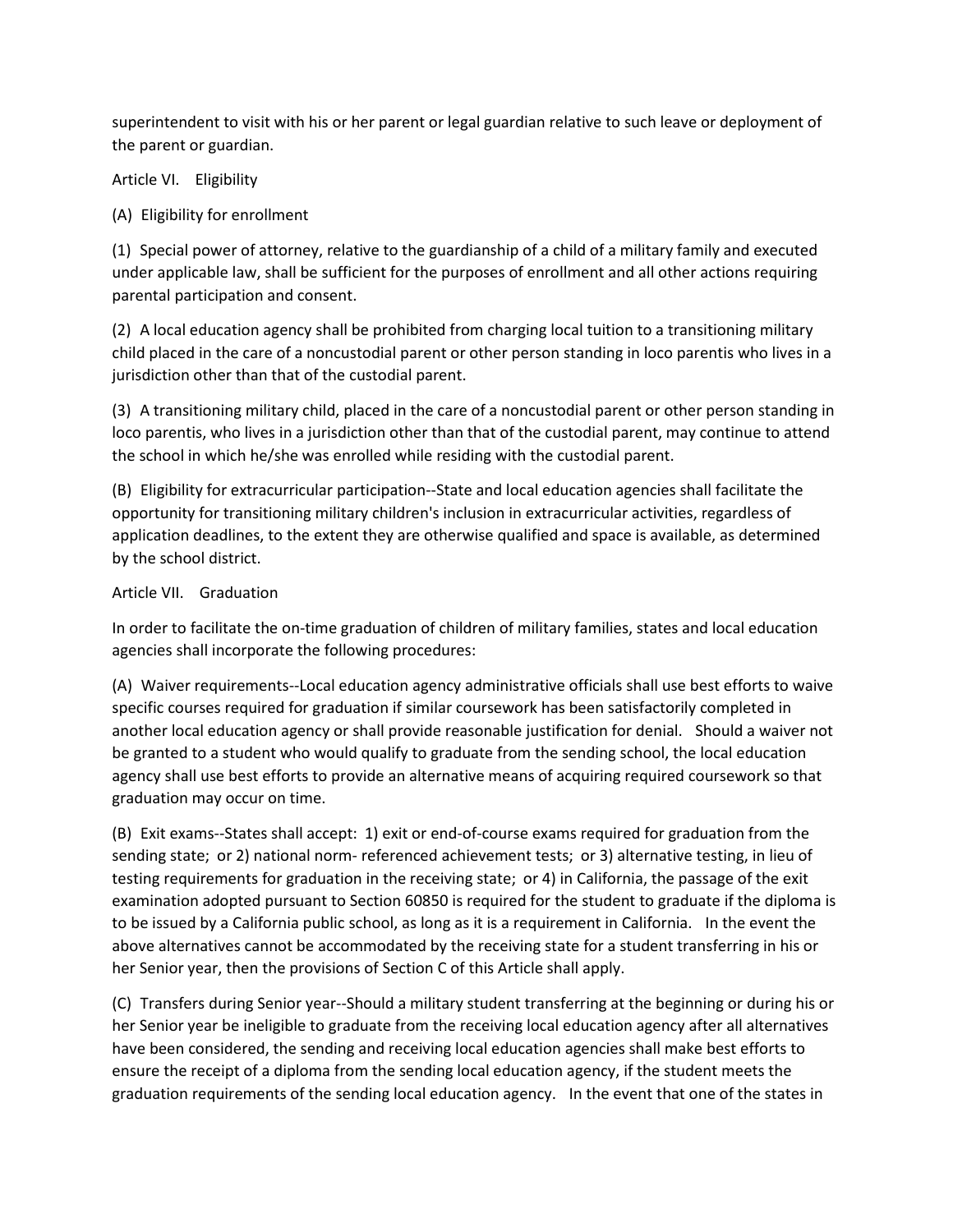superintendent to visit with his or her parent or legal guardian relative to such leave or deployment of the parent or guardian.

Article VI. Eligibility

(A) Eligibility for enrollment

(1) Special power of attorney, relative to the guardianship of a child of a military family and executed under applicable law, shall be sufficient for the purposes of enrollment and all other actions requiring parental participation and consent.

(2) A local education agency shall be prohibited from charging local tuition to a transitioning military child placed in the care of a noncustodial parent or other person standing in loco parentis who lives in a jurisdiction other than that of the custodial parent.

(3) A transitioning military child, placed in the care of a noncustodial parent or other person standing in loco parentis, who lives in a jurisdiction other than that of the custodial parent, may continue to attend the school in which he/she was enrolled while residing with the custodial parent.

(B) Eligibility for extracurricular participation--State and local education agencies shall facilitate the opportunity for transitioning military children's inclusion in extracurricular activities, regardless of application deadlines, to the extent they are otherwise qualified and space is available, as determined by the school district.

Article VII. Graduation

In order to facilitate the on-time graduation of children of military families, states and local education agencies shall incorporate the following procedures:

(A) Waiver requirements--Local education agency administrative officials shall use best efforts to waive specific courses required for graduation if similar coursework has been satisfactorily completed in another local education agency or shall provide reasonable justification for denial. Should a waiver not be granted to a student who would qualify to graduate from the sending school, the local education agency shall use best efforts to provide an alternative means of acquiring required coursework so that graduation may occur on time.

(B) Exit exams--States shall accept: 1) exit or end-of-course exams required for graduation from the sending state; or 2) national norm- referenced achievement tests; or 3) alternative testing, in lieu of testing requirements for graduation in the receiving state; or 4) in California, the passage of the exit examination adopted pursuant to Section 60850 is required for the student to graduate if the diploma is to be issued by a California public school, as long as it is a requirement in California. In the event the above alternatives cannot be accommodated by the receiving state for a student transferring in his or her Senior year, then the provisions of Section C of this Article shall apply.

(C) Transfers during Senior year--Should a military student transferring at the beginning or during his or her Senior year be ineligible to graduate from the receiving local education agency after all alternatives have been considered, the sending and receiving local education agencies shall make best efforts to ensure the receipt of a diploma from the sending local education agency, if the student meets the graduation requirements of the sending local education agency. In the event that one of the states in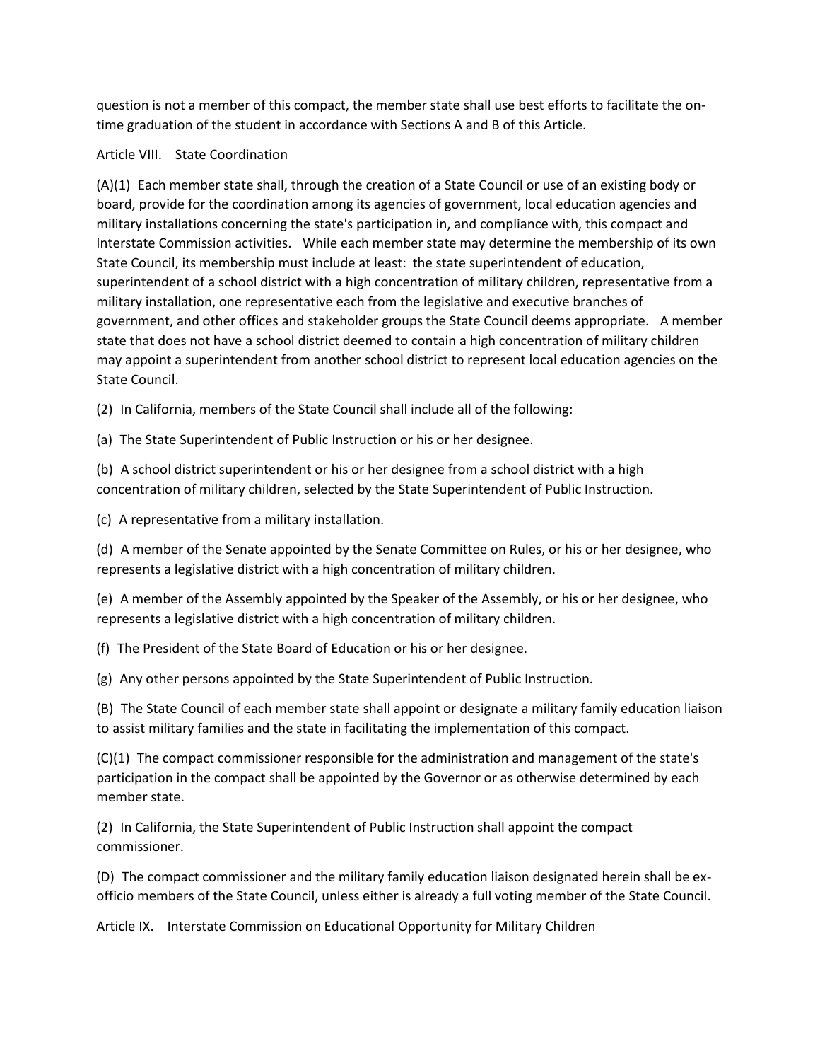question is not a member of this compact, the member state shall use best efforts to facilitate the on-time graduation of the student in accordance with Sections A and B of this Article.

## Article VIII. State Coordination

(A)(1) Each member state shall, through the creation of a State Council or use of an existing body or board, provide for the coordination among its agencies of government, local education agencies and military installations concerning the state's participation in, and compliance with, this compact and Interstate Commission activities. While each member state may determine the membership of its own State Council, its membership must include at least: the state superintendent of education, superintendent of a school district with a high concentration of military children, representative from a military installation, one representative each from the legislative and executive branches of government, and other offices and stakeholder groups the State Council deems appropriate. A member state that does not have a school district deemed to contain a high concentration of military children may appoint a superintendent from another school district to represent local education agencies on the State Council.

(2) In California, members of the State Council shall include all of the following:

(a) The State Superintendent of Public Instruction or his or her designee.

(b) A school district superintendent or his or her designee from a school district with a high concentration of military children, selected by the State Superintendent of Public Instruction.

(c) A representative from a military installation.

(d) A member of the Senate appointed by the Senate Committee on Rules, or his or her designee, who represents a legislative district with a high concentration of military children.

(e) A member of the Assembly appointed by the Speaker of the Assembly, or his or her designee, who represents a legislative district with a high concentration of military children.

(f) The President of the State Board of Education or his or her designee.

(g) Any other persons appointed by the State Superintendent of Public Instruction.

(B) The State Council of each member state shall appoint or designate a military family education liaison to assist military families and the state in facilitating the implementation of this compact.

(C)(1) The compact commissioner responsible for the administration and management of the state's participation in the compact shall be appointed by the Governor or as otherwise determined by each member state.

(2) In California, the State Superintendent of Public Instruction shall appoint the compact commissioner.

(D) The compact commissioner and the military family education liaison designated herein shall be ex-officio members of the State Council, unless either is already a full voting member of the State Council.

## Article IX. Interstate Commission on Educational Opportunity for Military Children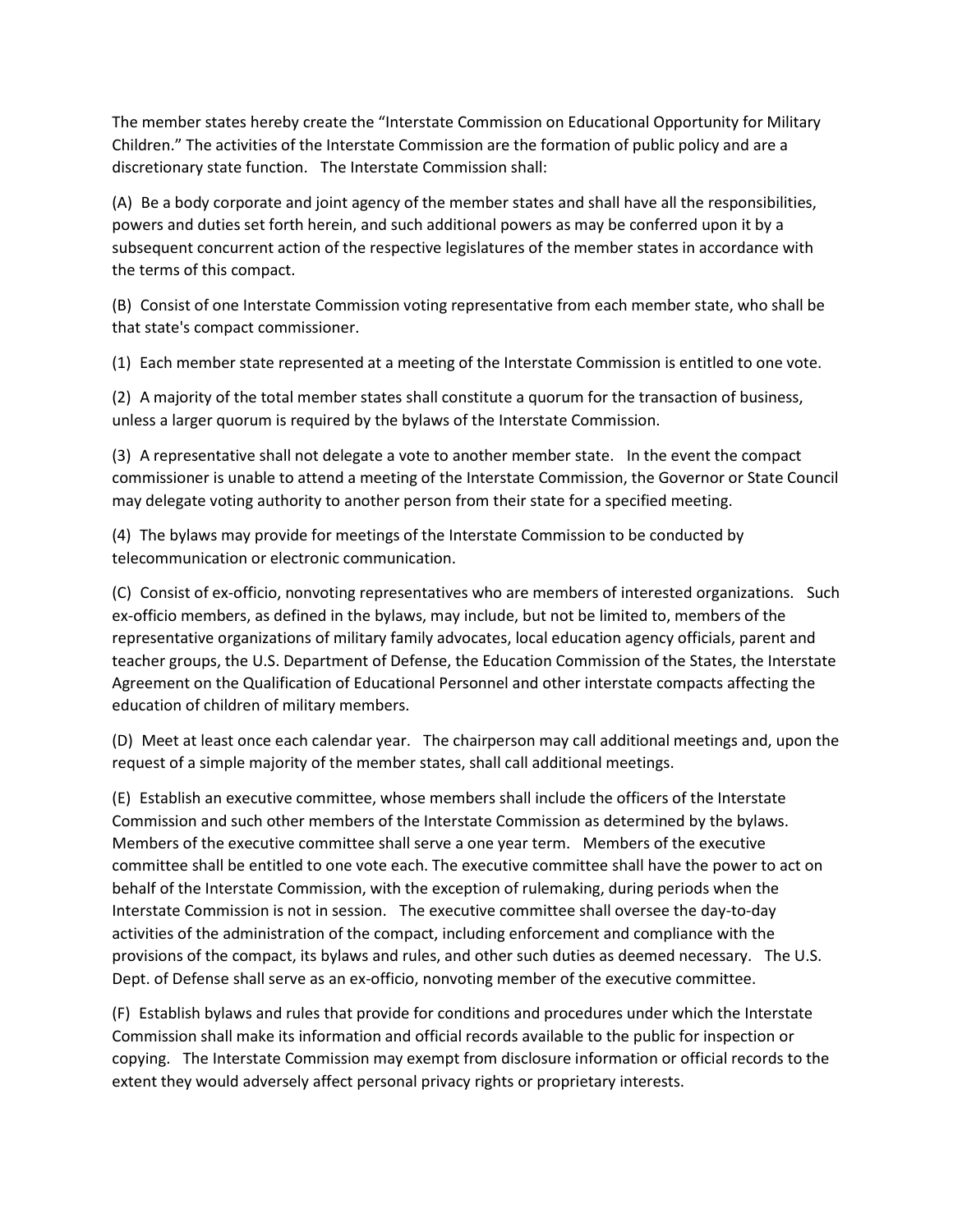The member states hereby create the "Interstate Commission on Educational Opportunity for Military Children." The activities of the Interstate Commission are the formation of public policy and are a discretionary state function. The Interstate Commission shall:

(A) Be a body corporate and joint agency of the member states and shall have all the responsibilities, powers and duties set forth herein, and such additional powers as may be conferred upon it by a subsequent concurrent action of the respective legislatures of the member states in accordance with the terms of this compact.

(B) Consist of one Interstate Commission voting representative from each member state, who shall be that state's compact commissioner.

(1) Each member state represented at a meeting of the Interstate Commission is entitled to one vote.

(2) A majority of the total member states shall constitute a quorum for the transaction of business, unless a larger quorum is required by the bylaws of the Interstate Commission.

(3) A representative shall not delegate a vote to another member state. In the event the compact commissioner is unable to attend a meeting of the Interstate Commission, the Governor or State Council may delegate voting authority to another person from their state for a specified meeting.

(4) The bylaws may provide for meetings of the Interstate Commission to be conducted by telecommunication or electronic communication.

(C) Consist of ex-officio, nonvoting representatives who are members of interested organizations. Such ex-officio members, as defined in the bylaws, may include, but not be limited to, members of the representative organizations of military family advocates, local education agency officials, parent and teacher groups, the U.S. Department of Defense, the Education Commission of the States, the Interstate Agreement on the Qualification of Educational Personnel and other interstate compacts affecting the education of children of military members.

(D) Meet at least once each calendar year. The chairperson may call additional meetings and, upon the request of a simple majority of the member states, shall call additional meetings.

(E) Establish an executive committee, whose members shall include the officers of the Interstate Commission and such other members of the Interstate Commission as determined by the bylaws. Members of the executive committee shall serve a one year term. Members of the executive committee shall be entitled to one vote each. The executive committee shall have the power to act on behalf of the Interstate Commission, with the exception of rulemaking, during periods when the Interstate Commission is not in session. The executive committee shall oversee the day-to-day activities of the administration of the compact, including enforcement and compliance with the provisions of the compact, its bylaws and rules, and other such duties as deemed necessary. The U.S. Dept. of Defense shall serve as an ex-officio, nonvoting member of the executive committee.

(F) Establish bylaws and rules that provide for conditions and procedures under which the Interstate Commission shall make its information and official records available to the public for inspection or copying. The Interstate Commission may exempt from disclosure information or official records to the extent they would adversely affect personal privacy rights or proprietary interests.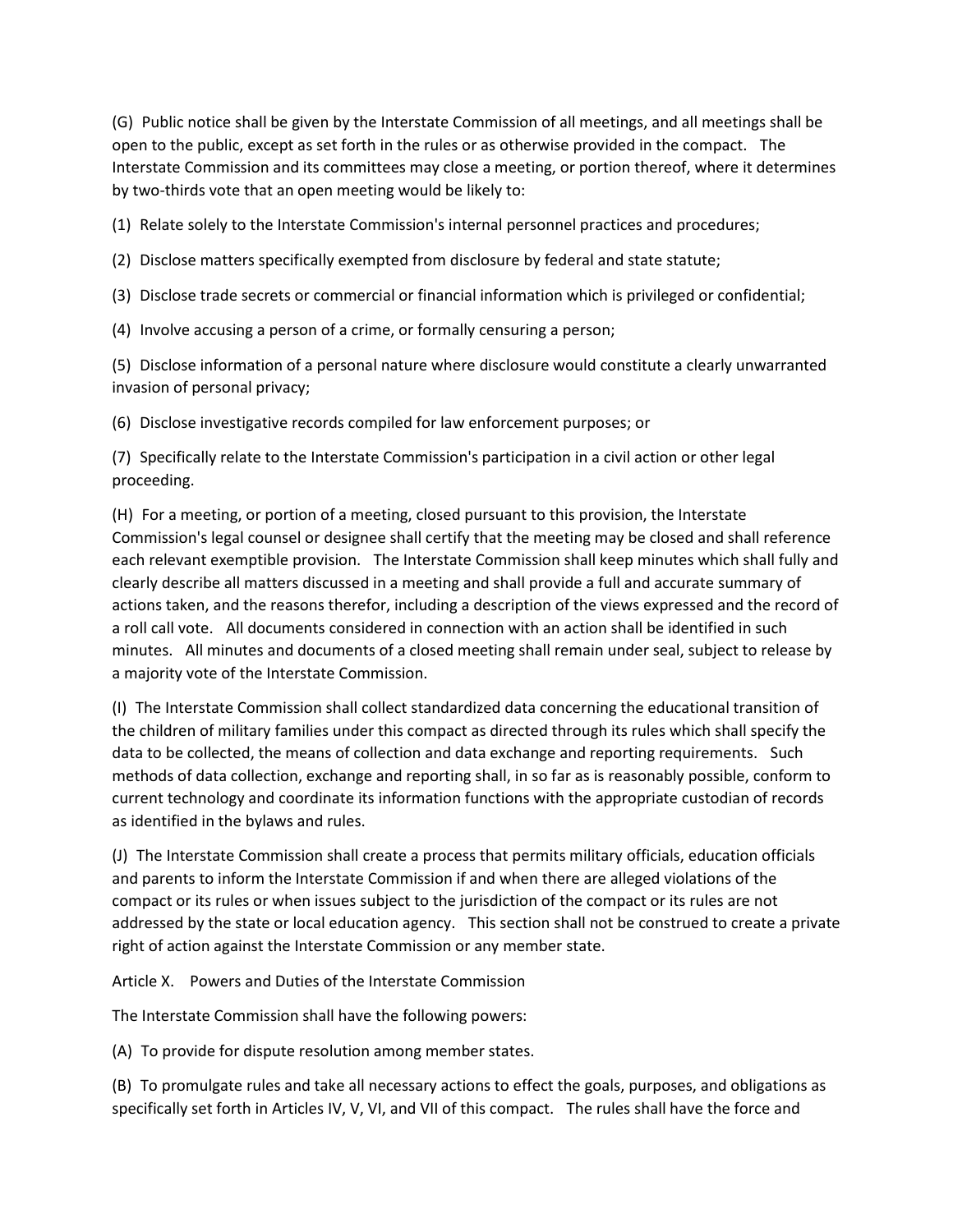(G) Public notice shall be given by the Interstate Commission of all meetings, and all meetings shall be open to the public, except as set forth in the rules or as otherwise provided in the compact. The Interstate Commission and its committees may close a meeting, or portion thereof, where it determines by two-thirds vote that an open meeting would be likely to:

(1) Relate solely to the Interstate Commission's internal personnel practices and procedures;

(2) Disclose matters specifically exempted from disclosure by federal and state statute;

(3) Disclose trade secrets or commercial or financial information which is privileged or confidential;

(4) Involve accusing a person of a crime, or formally censuring a person;

(5) Disclose information of a personal nature where disclosure would constitute a clearly unwarranted invasion of personal privacy;

(6) Disclose investigative records compiled for law enforcement purposes; or

(7) Specifically relate to the Interstate Commission's participation in a civil action or other legal proceeding.

(H) For a meeting, or portion of a meeting, closed pursuant to this provision, the Interstate Commission's legal counsel or designee shall certify that the meeting may be closed and shall reference each relevant exemptible provision. The Interstate Commission shall keep minutes which shall fully and clearly describe all matters discussed in a meeting and shall provide a full and accurate summary of actions taken, and the reasons therefor, including a description of the views expressed and the record of a roll call vote. All documents considered in connection with an action shall be identified in such minutes. All minutes and documents of a closed meeting shall remain under seal, subject to release by a majority vote of the Interstate Commission.

(I) The Interstate Commission shall collect standardized data concerning the educational transition of the children of military families under this compact as directed through its rules which shall specify the data to be collected, the means of collection and data exchange and reporting requirements. Such methods of data collection, exchange and reporting shall, in so far as is reasonably possible, conform to current technology and coordinate its information functions with the appropriate custodian of records as identified in the bylaws and rules.

(J) The Interstate Commission shall create a process that permits military officials, education officials and parents to inform the Interstate Commission if and when there are alleged violations of the compact or its rules or when issues subject to the jurisdiction of the compact or its rules are not addressed by the state or local education agency. This section shall not be construed to create a private right of action against the Interstate Commission or any member state.

Article X. Powers and Duties of the Interstate Commission

The Interstate Commission shall have the following powers:

(A) To provide for dispute resolution among member states.

(B) To promulgate rules and take all necessary actions to effect the goals, purposes, and obligations as specifically set forth in Articles IV, V, VI, and VII of this compact. The rules shall have the force and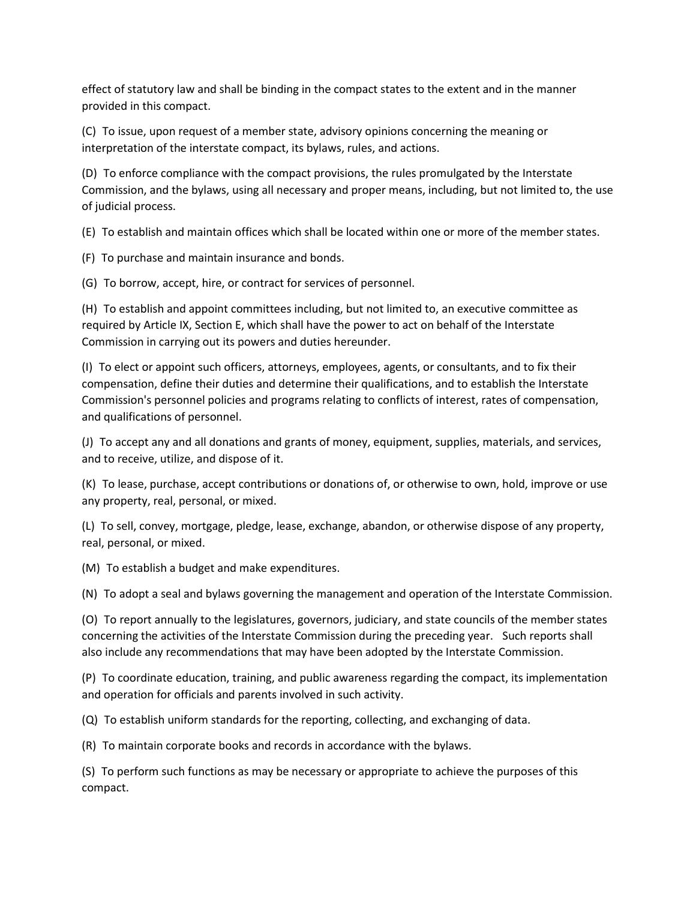effect of statutory law and shall be binding in the compact states to the extent and in the manner provided in this compact.

(C) To issue, upon request of a member state, advisory opinions concerning the meaning or interpretation of the interstate compact, its bylaws, rules, and actions.

(D) To enforce compliance with the compact provisions, the rules promulgated by the Interstate Commission, and the bylaws, using all necessary and proper means, including, but not limited to, the use of judicial process.

(E) To establish and maintain offices which shall be located within one or more of the member states.

(F) To purchase and maintain insurance and bonds.

(G) To borrow, accept, hire, or contract for services of personnel.

(H) To establish and appoint committees including, but not limited to, an executive committee as required by Article IX, Section E, which shall have the power to act on behalf of the Interstate Commission in carrying out its powers and duties hereunder.

(I) To elect or appoint such officers, attorneys, employees, agents, or consultants, and to fix their compensation, define their duties and determine their qualifications, and to establish the Interstate Commission's personnel policies and programs relating to conflicts of interest, rates of compensation, and qualifications of personnel.

(J) To accept any and all donations and grants of money, equipment, supplies, materials, and services, and to receive, utilize, and dispose of it.

(K) To lease, purchase, accept contributions or donations of, or otherwise to own, hold, improve or use any property, real, personal, or mixed.

(L) To sell, convey, mortgage, pledge, lease, exchange, abandon, or otherwise dispose of any property, real, personal, or mixed.

(M) To establish a budget and make expenditures.

(N) To adopt a seal and bylaws governing the management and operation of the Interstate Commission.

(O) To report annually to the legislatures, governors, judiciary, and state councils of the member states concerning the activities of the Interstate Commission during the preceding year. Such reports shall also include any recommendations that may have been adopted by the Interstate Commission.

(P) To coordinate education, training, and public awareness regarding the compact, its implementation and operation for officials and parents involved in such activity.

(Q) To establish uniform standards for the reporting, collecting, and exchanging of data.

(R) To maintain corporate books and records in accordance with the bylaws.

(S) To perform such functions as may be necessary or appropriate to achieve the purposes of this compact.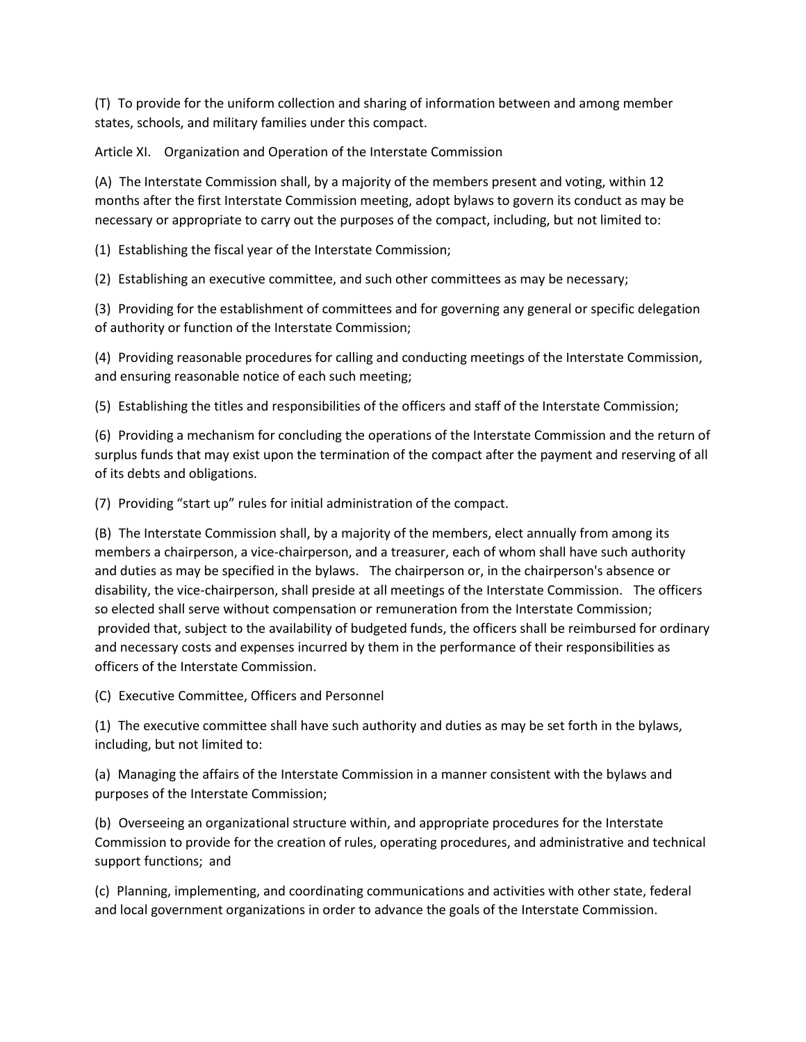(T) To provide for the uniform collection and sharing of information between and among member states, schools, and military families under this compact.

Article XI. Organization and Operation of the Interstate Commission

(A) The Interstate Commission shall, by a majority of the members present and voting, within 12 months after the first Interstate Commission meeting, adopt bylaws to govern its conduct as may be necessary or appropriate to carry out the purposes of the compact, including, but not limited to:

(1) Establishing the fiscal year of the Interstate Commission;

(2) Establishing an executive committee, and such other committees as may be necessary;

(3) Providing for the establishment of committees and for governing any general or specific delegation of authority or function of the Interstate Commission;

(4) Providing reasonable procedures for calling and conducting meetings of the Interstate Commission, and ensuring reasonable notice of each such meeting;

(5) Establishing the titles and responsibilities of the officers and staff of the Interstate Commission;

(6) Providing a mechanism for concluding the operations of the Interstate Commission and the return of surplus funds that may exist upon the termination of the compact after the payment and reserving of all of its debts and obligations.

(7) Providing "start up" rules for initial administration of the compact.

(B) The Interstate Commission shall, by a majority of the members, elect annually from among its members a chairperson, a vice-chairperson, and a treasurer, each of whom shall have such authority and duties as may be specified in the bylaws. The chairperson or, in the chairperson's absence or disability, the vice-chairperson, shall preside at all meetings of the Interstate Commission. The officers so elected shall serve without compensation or remuneration from the Interstate Commission; provided that, subject to the availability of budgeted funds, the officers shall be reimbursed for ordinary and necessary costs and expenses incurred by them in the performance of their responsibilities as officers of the Interstate Commission.

(C) Executive Committee, Officers and Personnel

(1) The executive committee shall have such authority and duties as may be set forth in the bylaws, including, but not limited to:

(a) Managing the affairs of the Interstate Commission in a manner consistent with the bylaws and purposes of the Interstate Commission;

(b) Overseeing an organizational structure within, and appropriate procedures for the Interstate Commission to provide for the creation of rules, operating procedures, and administrative and technical support functions; and

(c) Planning, implementing, and coordinating communications and activities with other state, federal and local government organizations in order to advance the goals of the Interstate Commission.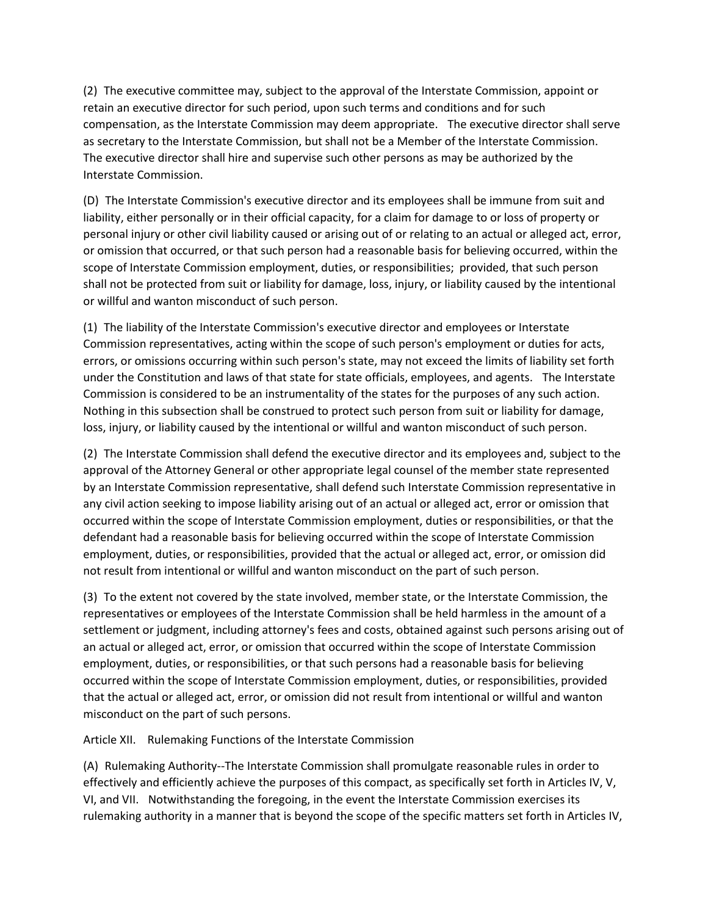(2) The executive committee may, subject to the approval of the Interstate Commission, appoint or retain an executive director for such period, upon such terms and conditions and for such compensation, as the Interstate Commission may deem appropriate. The executive director shall serve as secretary to the Interstate Commission, but shall not be a Member of the Interstate Commission. The executive director shall hire and supervise such other persons as may be authorized by the Interstate Commission.

(D) The Interstate Commission's executive director and its employees shall be immune from suit and liability, either personally or in their official capacity, for a claim for damage to or loss of property or personal injury or other civil liability caused or arising out of or relating to an actual or alleged act, error, or omission that occurred, or that such person had a reasonable basis for believing occurred, within the scope of Interstate Commission employment, duties, or responsibilities; provided, that such person shall not be protected from suit or liability for damage, loss, injury, or liability caused by the intentional or willful and wanton misconduct of such person.

(1) The liability of the Interstate Commission's executive director and employees or Interstate Commission representatives, acting within the scope of such person's employment or duties for acts, errors, or omissions occurring within such person's state, may not exceed the limits of liability set forth under the Constitution and laws of that state for state officials, employees, and agents. The Interstate Commission is considered to be an instrumentality of the states for the purposes of any such action. Nothing in this subsection shall be construed to protect such person from suit or liability for damage, loss, injury, or liability caused by the intentional or willful and wanton misconduct of such person.

(2) The Interstate Commission shall defend the executive director and its employees and, subject to the approval of the Attorney General or other appropriate legal counsel of the member state represented by an Interstate Commission representative, shall defend such Interstate Commission representative in any civil action seeking to impose liability arising out of an actual or alleged act, error or omission that occurred within the scope of Interstate Commission employment, duties or responsibilities, or that the defendant had a reasonable basis for believing occurred within the scope of Interstate Commission employment, duties, or responsibilities, provided that the actual or alleged act, error, or omission did not result from intentional or willful and wanton misconduct on the part of such person.

(3) To the extent not covered by the state involved, member state, or the Interstate Commission, the representatives or employees of the Interstate Commission shall be held harmless in the amount of a settlement or judgment, including attorney's fees and costs, obtained against such persons arising out of an actual or alleged act, error, or omission that occurred within the scope of Interstate Commission employment, duties, or responsibilities, or that such persons had a reasonable basis for believing occurred within the scope of Interstate Commission employment, duties, or responsibilities, provided that the actual or alleged act, error, or omission did not result from intentional or willful and wanton misconduct on the part of such persons.

Article XII. Rulemaking Functions of the Interstate Commission

(A) Rulemaking Authority--The Interstate Commission shall promulgate reasonable rules in order to effectively and efficiently achieve the purposes of this compact, as specifically set forth in Articles IV, V, VI, and VII. Notwithstanding the foregoing, in the event the Interstate Commission exercises its rulemaking authority in a manner that is beyond the scope of the specific matters set forth in Articles IV,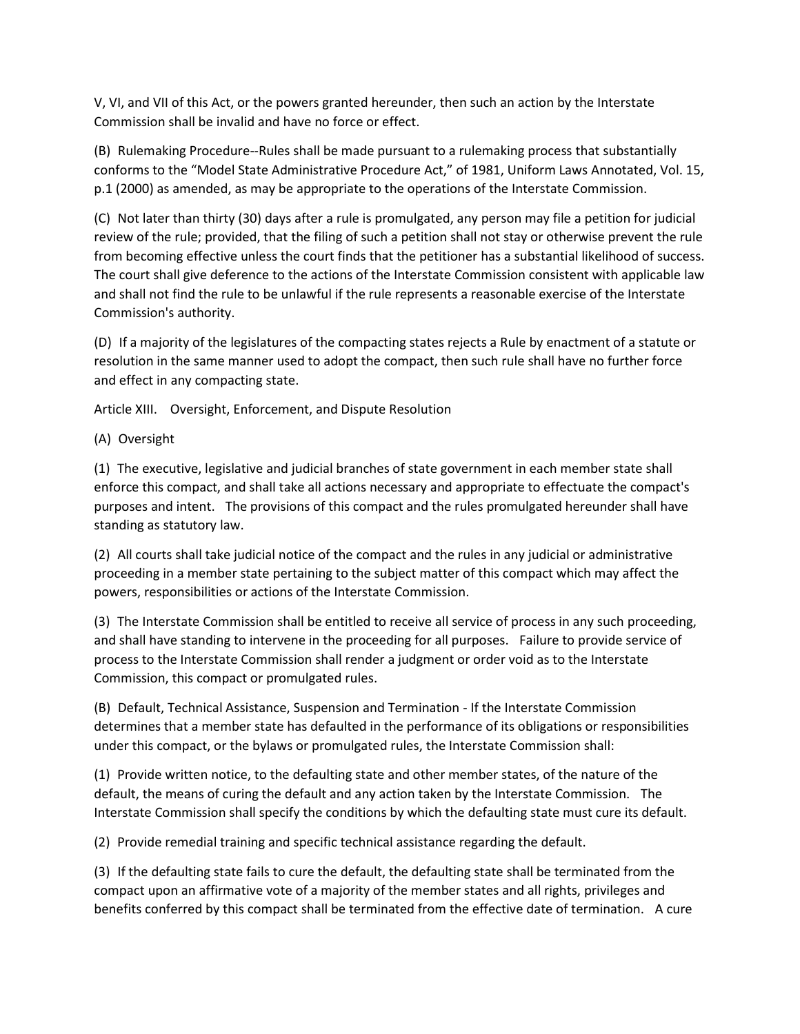V, VI, and VII of this Act, or the powers granted hereunder, then such an action by the Interstate Commission shall be invalid and have no force or effect.

(B) Rulemaking Procedure--Rules shall be made pursuant to a rulemaking process that substantially conforms to the "Model State Administrative Procedure Act," of 1981, Uniform Laws Annotated, Vol. 15, p.1 (2000) as amended, as may be appropriate to the operations of the Interstate Commission.

(C) Not later than thirty (30) days after a rule is promulgated, any person may file a petition for judicial review of the rule; provided, that the filing of such a petition shall not stay or otherwise prevent the rule from becoming effective unless the court finds that the petitioner has a substantial likelihood of success. The court shall give deference to the actions of the Interstate Commission consistent with applicable law and shall not find the rule to be unlawful if the rule represents a reasonable exercise of the Interstate Commission's authority.

(D) If a majority of the legislatures of the compacting states rejects a Rule by enactment of a statute or resolution in the same manner used to adopt the compact, then such rule shall have no further force and effect in any compacting state.

Article XIII. Oversight, Enforcement, and Dispute Resolution

(A) Oversight

(1) The executive, legislative and judicial branches of state government in each member state shall enforce this compact, and shall take all actions necessary and appropriate to effectuate the compact's purposes and intent. The provisions of this compact and the rules promulgated hereunder shall have standing as statutory law.

(2) All courts shall take judicial notice of the compact and the rules in any judicial or administrative proceeding in a member state pertaining to the subject matter of this compact which may affect the powers, responsibilities or actions of the Interstate Commission.

(3) The Interstate Commission shall be entitled to receive all service of process in any such proceeding, and shall have standing to intervene in the proceeding for all purposes. Failure to provide service of process to the Interstate Commission shall render a judgment or order void as to the Interstate Commission, this compact or promulgated rules.

(B) Default, Technical Assistance, Suspension and Termination - If the Interstate Commission determines that a member state has defaulted in the performance of its obligations or responsibilities under this compact, or the bylaws or promulgated rules, the Interstate Commission shall:

(1) Provide written notice, to the defaulting state and other member states, of the nature of the default, the means of curing the default and any action taken by the Interstate Commission. The Interstate Commission shall specify the conditions by which the defaulting state must cure its default.

(2) Provide remedial training and specific technical assistance regarding the default.

(3) If the defaulting state fails to cure the default, the defaulting state shall be terminated from the compact upon an affirmative vote of a majority of the member states and all rights, privileges and benefits conferred by this compact shall be terminated from the effective date of termination. A cure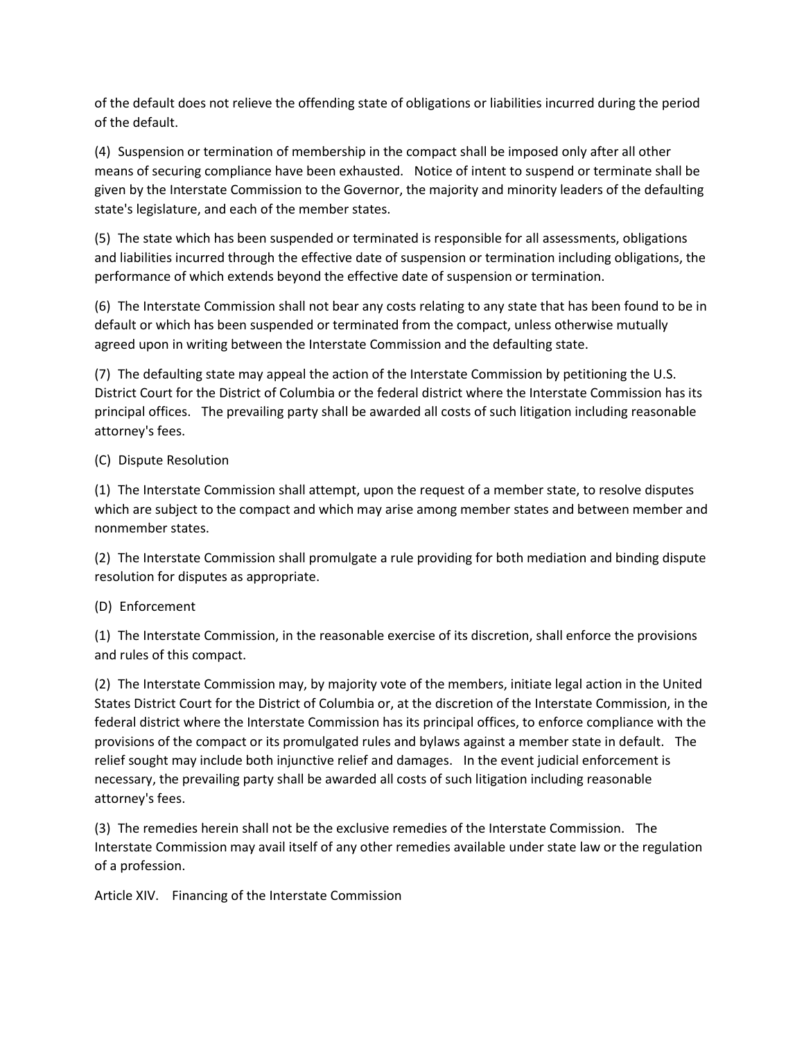of the default does not relieve the offending state of obligations or liabilities incurred during the period of the default.

(4) Suspension or termination of membership in the compact shall be imposed only after all other means of securing compliance have been exhausted. Notice of intent to suspend or terminate shall be given by the Interstate Commission to the Governor, the majority and minority leaders of the defaulting state's legislature, and each of the member states.

(5) The state which has been suspended or terminated is responsible for all assessments, obligations and liabilities incurred through the effective date of suspension or termination including obligations, the performance of which extends beyond the effective date of suspension or termination.

(6) The Interstate Commission shall not bear any costs relating to any state that has been found to be in default or which has been suspended or terminated from the compact, unless otherwise mutually agreed upon in writing between the Interstate Commission and the defaulting state.

(7) The defaulting state may appeal the action of the Interstate Commission by petitioning the U.S. District Court for the District of Columbia or the federal district where the Interstate Commission has its principal offices. The prevailing party shall be awarded all costs of such litigation including reasonable attorney's fees.

(C) Dispute Resolution

(1) The Interstate Commission shall attempt, upon the request of a member state, to resolve disputes which are subject to the compact and which may arise among member states and between member and nonmember states.

(2) The Interstate Commission shall promulgate a rule providing for both mediation and binding dispute resolution for disputes as appropriate.

(D) Enforcement

(1) The Interstate Commission, in the reasonable exercise of its discretion, shall enforce the provisions and rules of this compact.

(2) The Interstate Commission may, by majority vote of the members, initiate legal action in the United States District Court for the District of Columbia or, at the discretion of the Interstate Commission, in the federal district where the Interstate Commission has its principal offices, to enforce compliance with the provisions of the compact or its promulgated rules and bylaws against a member state in default. The relief sought may include both injunctive relief and damages. In the event judicial enforcement is necessary, the prevailing party shall be awarded all costs of such litigation including reasonable attorney's fees.

(3) The remedies herein shall not be the exclusive remedies of the Interstate Commission. The Interstate Commission may avail itself of any other remedies available under state law or the regulation of a profession.

Article XIV. Financing of the Interstate Commission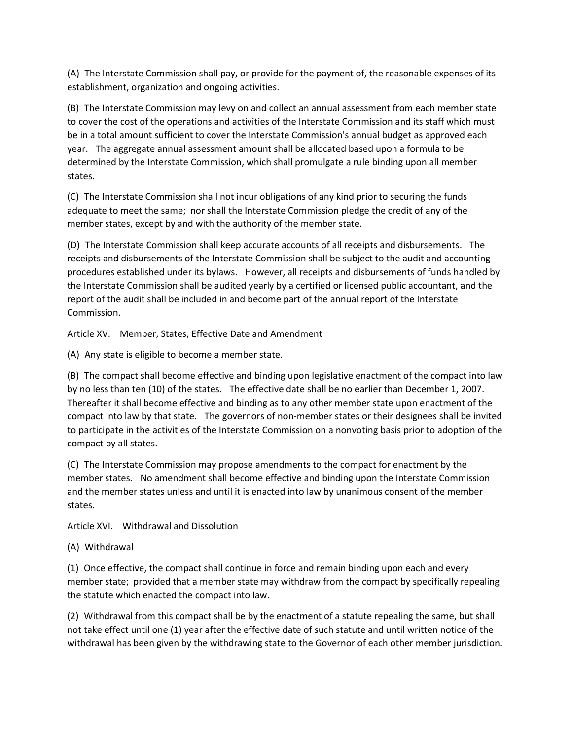(A) The Interstate Commission shall pay, or provide for the payment of, the reasonable expenses of its establishment, organization and ongoing activities.

(B) The Interstate Commission may levy on and collect an annual assessment from each member state to cover the cost of the operations and activities of the Interstate Commission and its staff which must be in a total amount sufficient to cover the Interstate Commission's annual budget as approved each year. The aggregate annual assessment amount shall be allocated based upon a formula to be determined by the Interstate Commission, which shall promulgate a rule binding upon all member states.

(C) The Interstate Commission shall not incur obligations of any kind prior to securing the funds adequate to meet the same; nor shall the Interstate Commission pledge the credit of any of the member states, except by and with the authority of the member state.

(D) The Interstate Commission shall keep accurate accounts of all receipts and disbursements. The receipts and disbursements of the Interstate Commission shall be subject to the audit and accounting procedures established under its bylaws. However, all receipts and disbursements of funds handled by the Interstate Commission shall be audited yearly by a certified or licensed public accountant, and the report of the audit shall be included in and become part of the annual report of the Interstate Commission.

Article XV. Member, States, Effective Date and Amendment

(A) Any state is eligible to become a member state.

(B) The compact shall become effective and binding upon legislative enactment of the compact into law by no less than ten (10) of the states. The effective date shall be no earlier than December 1, 2007. Thereafter it shall become effective and binding as to any other member state upon enactment of the compact into law by that state. The governors of non-member states or their designees shall be invited to participate in the activities of the Interstate Commission on a nonvoting basis prior to adoption of the compact by all states.

(C) The Interstate Commission may propose amendments to the compact for enactment by the member states. No amendment shall become effective and binding upon the Interstate Commission and the member states unless and until it is enacted into law by unanimous consent of the member states.

Article XVI. Withdrawal and Dissolution

(A) Withdrawal

(1) Once effective, the compact shall continue in force and remain binding upon each and every member state; provided that a member state may withdraw from the compact by specifically repealing the statute which enacted the compact into law.

(2) Withdrawal from this compact shall be by the enactment of a statute repealing the same, but shall not take effect until one (1) year after the effective date of such statute and until written notice of the withdrawal has been given by the withdrawing state to the Governor of each other member jurisdiction.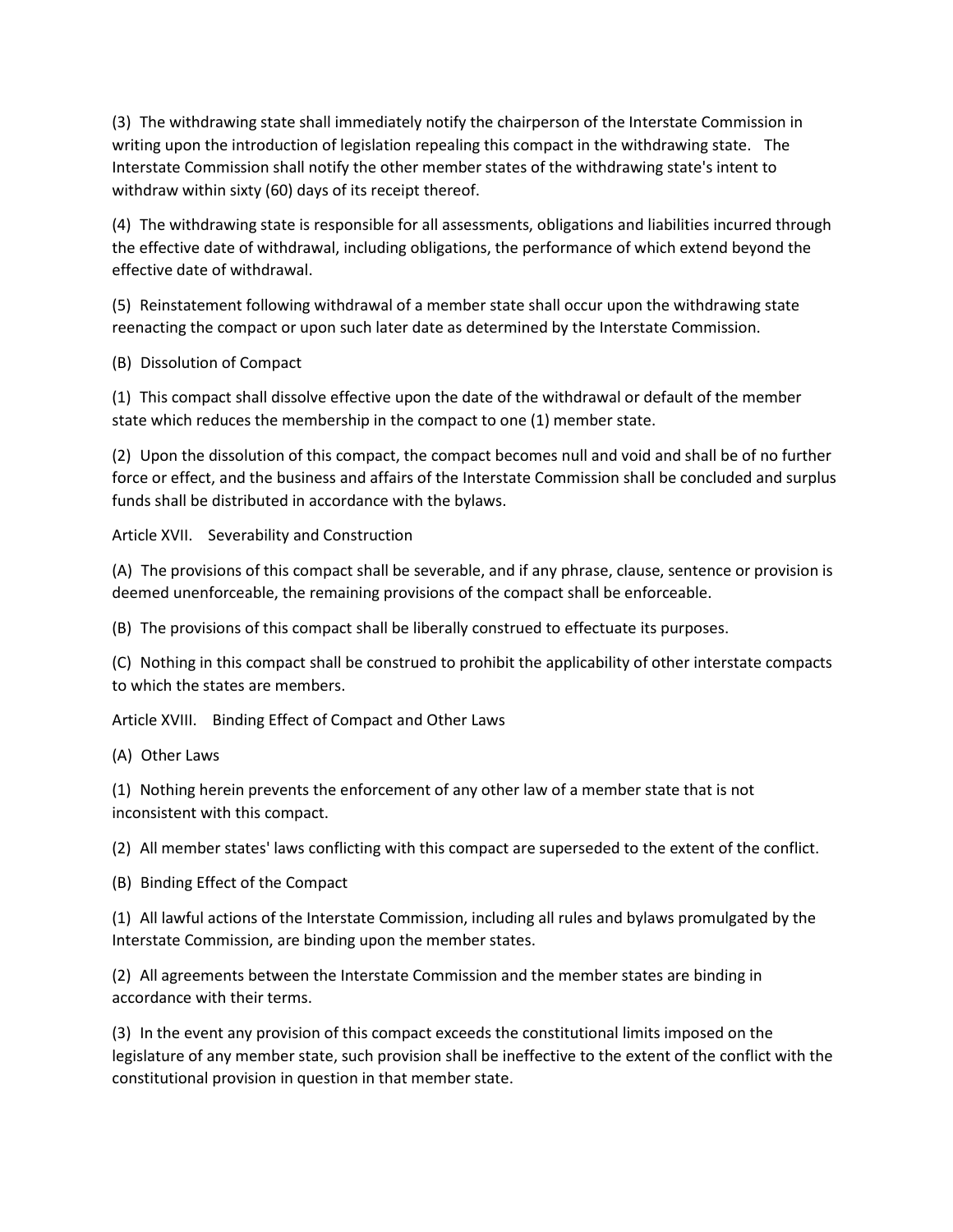(3) The withdrawing state shall immediately notify the chairperson of the Interstate Commission in writing upon the introduction of legislation repealing this compact in the withdrawing state. The Interstate Commission shall notify the other member states of the withdrawing state's intent to withdraw within sixty (60) days of its receipt thereof.

(4) The withdrawing state is responsible for all assessments, obligations and liabilities incurred through the effective date of withdrawal, including obligations, the performance of which extend beyond the effective date of withdrawal.

(5) Reinstatement following withdrawal of a member state shall occur upon the withdrawing state reenacting the compact or upon such later date as determined by the Interstate Commission.

(B) Dissolution of Compact

(1) This compact shall dissolve effective upon the date of the withdrawal or default of the member state which reduces the membership in the compact to one (1) member state.

(2) Upon the dissolution of this compact, the compact becomes null and void and shall be of no further force or effect, and the business and affairs of the Interstate Commission shall be concluded and surplus funds shall be distributed in accordance with the bylaws.

Article XVII. Severability and Construction

(A) The provisions of this compact shall be severable, and if any phrase, clause, sentence or provision is deemed unenforceable, the remaining provisions of the compact shall be enforceable.

(B) The provisions of this compact shall be liberally construed to effectuate its purposes.

(C) Nothing in this compact shall be construed to prohibit the applicability of other interstate compacts to which the states are members.

Article XVIII. Binding Effect of Compact and Other Laws

(A) Other Laws

(1) Nothing herein prevents the enforcement of any other law of a member state that is not inconsistent with this compact.

(2) All member states' laws conflicting with this compact are superseded to the extent of the conflict.

(B) Binding Effect of the Compact

(1) All lawful actions of the Interstate Commission, including all rules and bylaws promulgated by the Interstate Commission, are binding upon the member states.

(2) All agreements between the Interstate Commission and the member states are binding in accordance with their terms.

(3) In the event any provision of this compact exceeds the constitutional limits imposed on the legislature of any member state, such provision shall be ineffective to the extent of the conflict with the constitutional provision in question in that member state.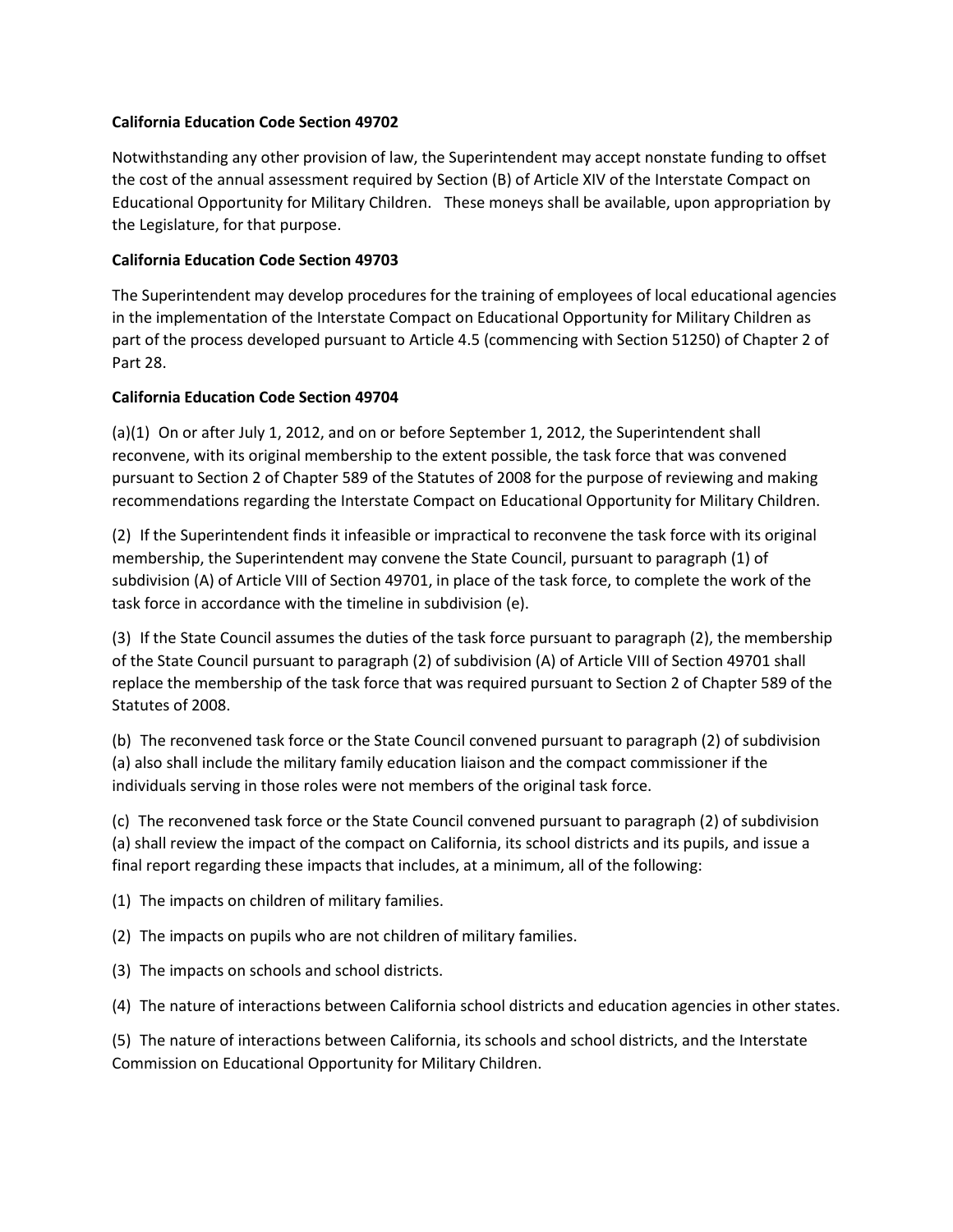**California Education Code Section 49702**

Notwithstanding any other provision of law, the Superintendent may accept nonstate funding to offset the cost of the annual assessment required by Section (B) of Article XIV of the Interstate Compact on Educational Opportunity for Military Children. These moneys shall be available, upon appropriation by the Legislature, for that purpose.

**California Education Code Section 49703**

The Superintendent may develop procedures for the training of employees of local educational agencies in the implementation of the Interstate Compact on Educational Opportunity for Military Children as part of the process developed pursuant to Article 4.5 (commencing with Section 51250) of Chapter 2 of Part 28.

**California Education Code Section 49704**

(a)(1) On or after July 1, 2012, and on or before September 1, 2012, the Superintendent shall reconvene, with its original membership to the extent possible, the task force that was convened pursuant to Section 2 of Chapter 589 of the Statutes of 2008 for the purpose of reviewing and making recommendations regarding the Interstate Compact on Educational Opportunity for Military Children.

(2) If the Superintendent finds it infeasible or impractical to reconvene the task force with its original membership, the Superintendent may convene the State Council, pursuant to paragraph (1) of subdivision (A) of Article VIII of Section 49701, in place of the task force, to complete the work of the task force in accordance with the timeline in subdivision (e).

(3) If the State Council assumes the duties of the task force pursuant to paragraph (2), the membership of the State Council pursuant to paragraph (2) of subdivision (A) of Article VIII of Section 49701 shall replace the membership of the task force that was required pursuant to Section 2 of Chapter 589 of the Statutes of 2008.

(b) The reconvened task force or the State Council convened pursuant to paragraph (2) of subdivision (a) also shall include the military family education liaison and the compact commissioner if the individuals serving in those roles were not members of the original task force.

(c) The reconvened task force or the State Council convened pursuant to paragraph (2) of subdivision (a) shall review the impact of the compact on California, its school districts and its pupils, and issue a final report regarding these impacts that includes, at a minimum, all of the following:

(1) The impacts on children of military families.

(2) The impacts on pupils who are not children of military families.

(3) The impacts on schools and school districts.

(4) The nature of interactions between California school districts and education agencies in other states.

(5) The nature of interactions between California, its schools and school districts, and the Interstate Commission on Educational Opportunity for Military Children.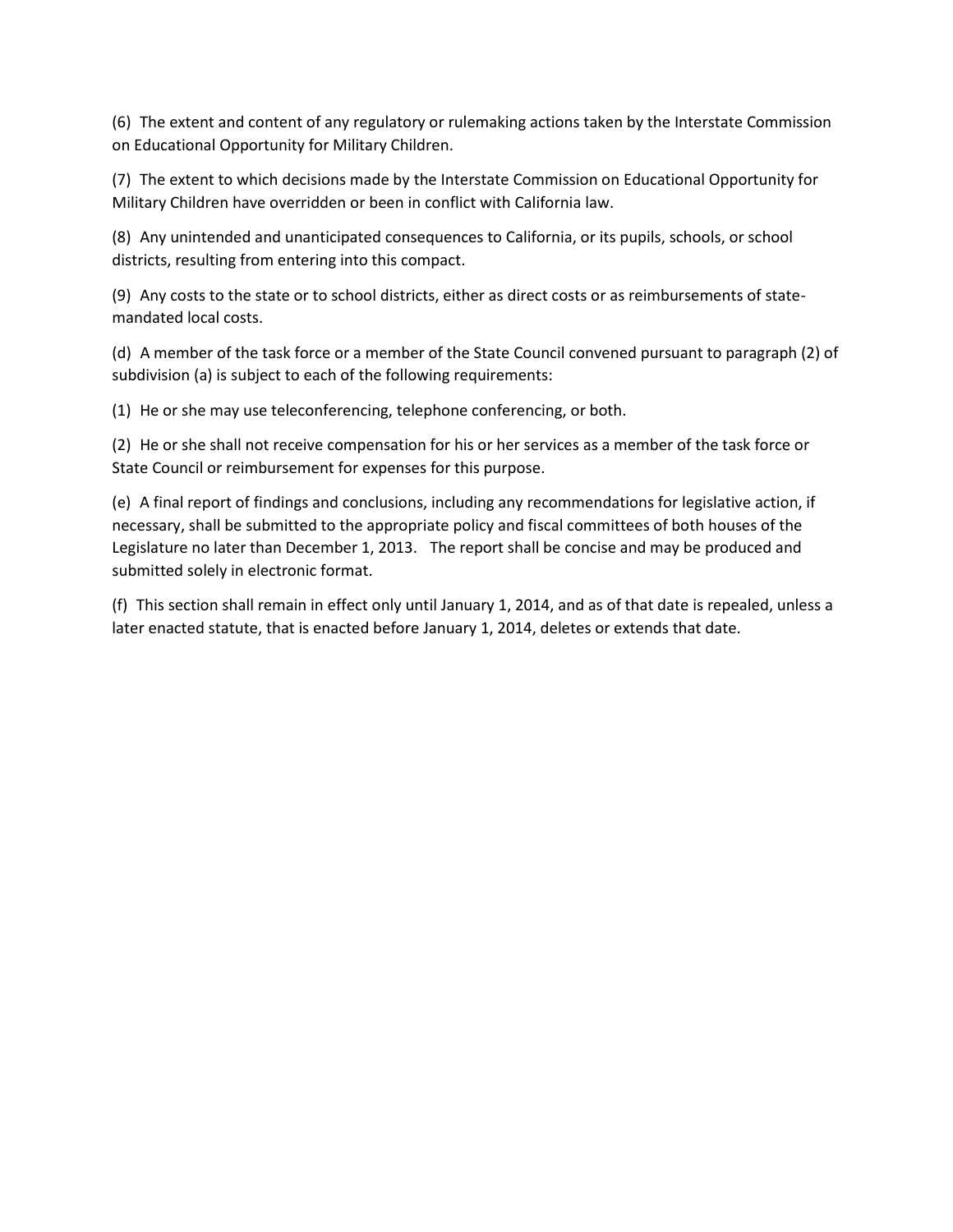(6) The extent and content of any regulatory or rulemaking actions taken by the Interstate Commission on Educational Opportunity for Military Children.

(7) The extent to which decisions made by the Interstate Commission on Educational Opportunity for Military Children have overridden or been in conflict with California law.

(8) Any unintended and unanticipated consequences to California, or its pupils, schools, or school districts, resulting from entering into this compact.

(9) Any costs to the state or to school districts, either as direct costs or as reimbursements of state-mandated local costs.

(d) A member of the task force or a member of the State Council convened pursuant to paragraph (2) of subdivision (a) is subject to each of the following requirements:

(1) He or she may use teleconferencing, telephone conferencing, or both.

(2) He or she shall not receive compensation for his or her services as a member of the task force or State Council or reimbursement for expenses for this purpose.

(e) A final report of findings and conclusions, including any recommendations for legislative action, if necessary, shall be submitted to the appropriate policy and fiscal committees of both houses of the Legislature no later than December 1, 2013. The report shall be concise and may be produced and submitted solely in electronic format.

(f) This section shall remain in effect only until January 1, 2014, and as of that date is repealed, unless a later enacted statute, that is enacted before January 1, 2014, deletes or extends that date.